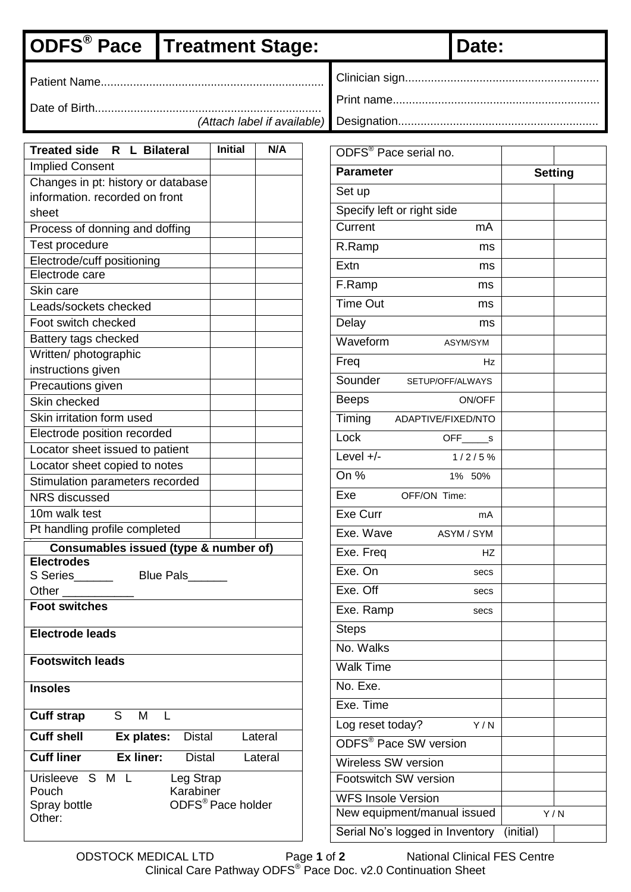| ODFS® Pace | Treatment Stage: | Date: |
|---|---|---|

Patient Name....................................................................

Date of Birth.....................................................................

*(Attach label if available)*

Clinician sign...........................................................

Print name...............................................................

Designation.............................................................

| Treated side R L Bilateral | Initial | N/A |
|---|---|---|
| Implied Consent | | |
| Changes in pt: history or database information. recorded on front sheet | | |
| Process of donning and doffing | | |
| Test procedure | | |
| Electrode/cuff positioning | | |
| Electrode care | | |
| Skin care | | |
| Leads/sockets checked | | |
| Foot switch checked | | |
| Battery tags checked | | |
| Written/ photographic instructions given | | |
| Precautions given | | |
| Skin checked | | |
| Skin irritation form used | | |
| Electrode position recorded | | |
| Locator sheet issued to patient | | |
| Locator sheet copied to notes | | |
| Stimulation parameters recorded | | |
| NRS discussed | | |
| 10m walk test | | |
| Pt handling profile completed | | |

| Consumables issued (type & number of) |
|---|
| **Electrodes** S Series______ Blue Pals______ Other ___________ |
| **Foot switches** |
| **Electrode leads** |
| **Footswitch leads** |
| **Insoles** |
| **Cuff strap** S M L |
| **Cuff shell** **Ex plates:** Distal Lateral |
| **Cuff liner** **Ex liner:** Distal Lateral |
| Urisleeve S M L / Leg Strap / Pouch / Karabiner / Spray bottle / ODFS® Pace holder / Other: |

| ODFS® Pace serial no. | | |
|---|---|---|
| **Parameter** | **Setting** | |
| Set up | | |
| Specify left or right side | | |
| Current mA | | |
| R.Ramp ms | | |
| Extn ms | | |
| F.Ramp ms | | |
| Time Out ms | | |
| Delay ms | | |
| Waveform ASYM/SYM | | |
| Freq Hz | | |
| Sounder SETUP/OFF/ALWAYS | | |
| Beeps ON/OFF | | |
| Timing ADAPTIVE/FIXED/NTO | | |
| Lock OFF_____s | | |
| Level +/- 1 / 2 / 5 % | | |
| On % 1% 50% | | |
| Exe OFF/ON Time: | | |
| Exe Curr mA | | |
| Exe. Wave ASYM / SYM | | |
| Exe. Freq HZ | | |
| Exe. On secs | | |
| Exe. Off secs | | |
| Exe. Ramp secs | | |
| Steps | | |
| No. Walks | | |
| Walk Time | | |
| No. Exe. | | |
| Exe. Time | | |
| Log reset today? Y / N | | |
| ODFS® Pace SW version | | |
| Wireless SW version | | |
| Footswitch SW version | | |
| WFS Insole Version | | |
| New equipment/manual issued | Y / N | |
| Serial No's logged in Inventory (initial) | | |

ODSTOCK MEDICAL LTD — National Clinical FES Centre

Clinical Care Pathway ODFS® Pace Doc. v2.0 Continuation Sheet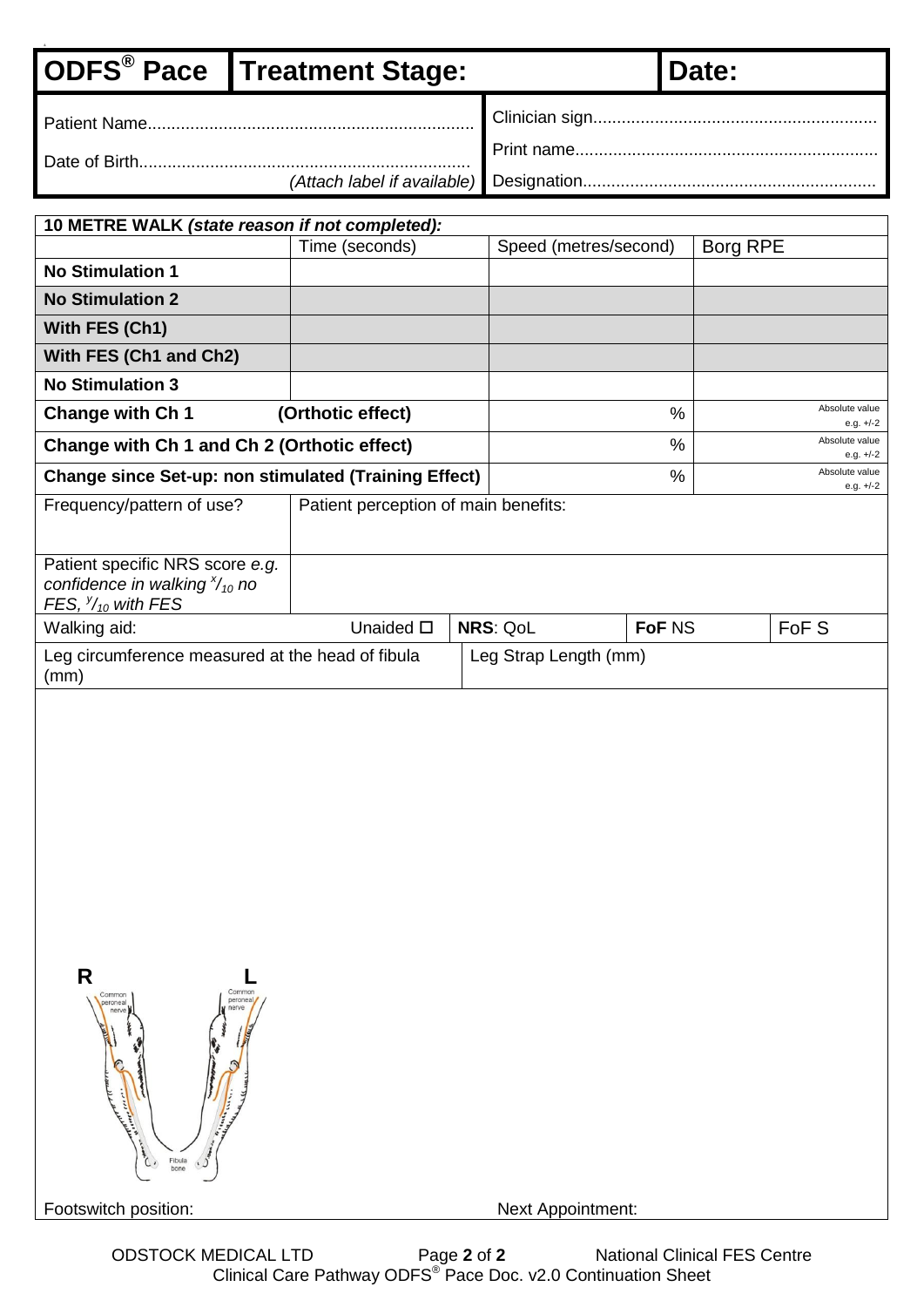| ODFS® Pace | Treatment Stage: | Date: |
|---|---|---|

| | |
|---|---|
| Patient Name.................................................................... | Clinician sign........................................................... |
| Date of Birth..................................................................... | Print name............................................................... |
| *(Attach label if available)* | Designation............................................................. |

| 10 METRE WALK *(state reason if not completed)*: | | | |
|---|---|---|---|
| | Time (seconds) | Speed (metres/second) | Borg RPE |
| **No Stimulation 1** | | | |
| **No Stimulation 2** | | | |
| **With FES (Ch1)** | | | |
| **With FES (Ch1 and Ch2)** | | | |
| **No Stimulation 3** | | | |
| **Change with Ch 1 (Orthotic effect)** | | % | Absolute value e.g. +/-2 |
| **Change with Ch 1 and Ch 2 (Orthotic effect)** | | % | Absolute value e.g. +/-2 |
| **Change since Set-up: non stimulated (Training Effect)** | | % | Absolute value e.g. +/-2 |

| | |
|---|---|
| Frequency/pattern of use? | Patient perception of main benefits: |
| Patient specific NRS score *e.g. confidence in walking $^x/_{10}$ no FES, $^y/_{10}$ with FES* | |

| | | | | |
|---|---|---|---|---|
| Walking aid: | Unaided ☐ | **NRS**: QoL | **FoF** NS | FoF S |

| | |
|---|---|
| Leg circumference measured at the head of fibula (mm) | Leg Strap Length (mm) |

R L

Common peroneal nerve

Common peroneal nerve

Fibula bone

Footswitch position:

Next Appointment:

ODSTOCK MEDICAL LTD National Clinical FES Centre

Clinical Care Pathway ODFS® Pace Doc. v2.0 Continuation Sheet